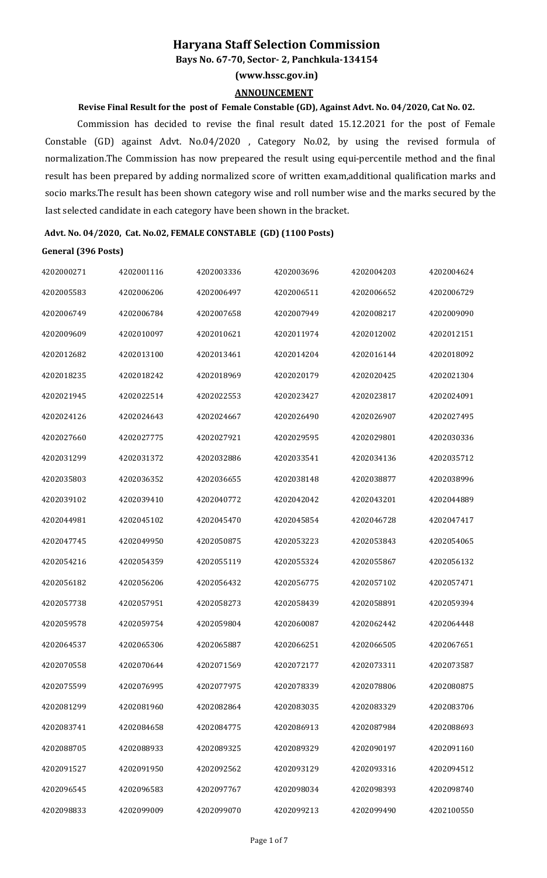# Haryana Staff Selection Commission

**Bays No. 67-70, Sector- 2, Panchkula-134154**

**(www.hssc.gov.in)**

## ANNOUNCEMENT

**Revise Final Result for the post of Female Constable (GD), Against Advt. No. 04/2020, Cat No. 02.**

Commission has decided to revise the final result dated 15.12.2021 for the post of Female Constable (GD) against Advt. No.04/2020 , Category No.02, by using the revised formula of normalization.The Commission has now prepeared the result using equi-percentile method and the final result has been prepared by adding normalized score of written exam,additional qualification marks and socio marks.The result has been shown category wise and roll number wise and the marks secured by the last selected candidate in each category have been shown in the bracket.

**Advt. No. 04/2020, Cat. No.02, FEMALE CONSTABLE (GD) (1100 Posts)**

**General (396 Posts)**

| | | | | | |
|---|---|---|---|---|---|
| 4202000271 | 4202001116 | 4202003336 | 4202003696 | 4202004203 | 4202004624 |
| 4202005583 | 4202006206 | 4202006497 | 4202006511 | 4202006652 | 4202006729 |
| 4202006749 | 4202006784 | 4202007658 | 4202007949 | 4202008217 | 4202009090 |
| 4202009609 | 4202010097 | 4202010621 | 4202011974 | 4202012002 | 4202012151 |
| 4202012682 | 4202013100 | 4202013461 | 4202014204 | 4202016144 | 4202018092 |
| 4202018235 | 4202018242 | 4202018969 | 4202020179 | 4202020425 | 4202021304 |
| 4202021945 | 4202022514 | 4202022553 | 4202023427 | 4202023817 | 4202024091 |
| 4202024126 | 4202024643 | 4202024667 | 4202026490 | 4202026907 | 4202027495 |
| 4202027660 | 4202027775 | 4202027921 | 4202029595 | 4202029801 | 4202030336 |
| 4202031299 | 4202031372 | 4202032886 | 4202033541 | 4202034136 | 4202035712 |
| 4202035803 | 4202036352 | 4202036655 | 4202038148 | 4202038877 | 4202038996 |
| 4202039102 | 4202039410 | 4202040772 | 4202042042 | 4202043201 | 4202044889 |
| 4202044981 | 4202045102 | 4202045470 | 4202045854 | 4202046728 | 4202047417 |
| 4202047745 | 4202049950 | 4202050875 | 4202053223 | 4202053843 | 4202054065 |
| 4202054216 | 4202054359 | 4202055119 | 4202055324 | 4202055867 | 4202056132 |
| 4202056182 | 4202056206 | 4202056432 | 4202056775 | 4202057102 | 4202057471 |
| 4202057738 | 4202057951 | 4202058273 | 4202058439 | 4202058891 | 4202059394 |
| 4202059578 | 4202059754 | 4202059804 | 4202060087 | 4202062442 | 4202064448 |
| 4202064537 | 4202065306 | 4202065887 | 4202066251 | 4202066505 | 4202067651 |
| 4202070558 | 4202070644 | 4202071569 | 4202072177 | 4202073311 | 4202073587 |
| 4202075599 | 4202076995 | 4202077975 | 4202078339 | 4202078806 | 4202080875 |
| 4202081299 | 4202081960 | 4202082864 | 4202083035 | 4202083329 | 4202083706 |
| 4202083741 | 4202084658 | 4202084775 | 4202086913 | 4202087984 | 4202088693 |
| 4202088705 | 4202088933 | 4202089325 | 4202089329 | 4202090197 | 4202091160 |
| 4202091527 | 4202091950 | 4202092562 | 4202093129 | 4202093316 | 4202094512 |
| 4202096545 | 4202096583 | 4202097767 | 4202098034 | 4202098393 | 4202098740 |
| 4202098833 | 4202099009 | 4202099070 | 4202099213 | 4202099490 | 4202100550 |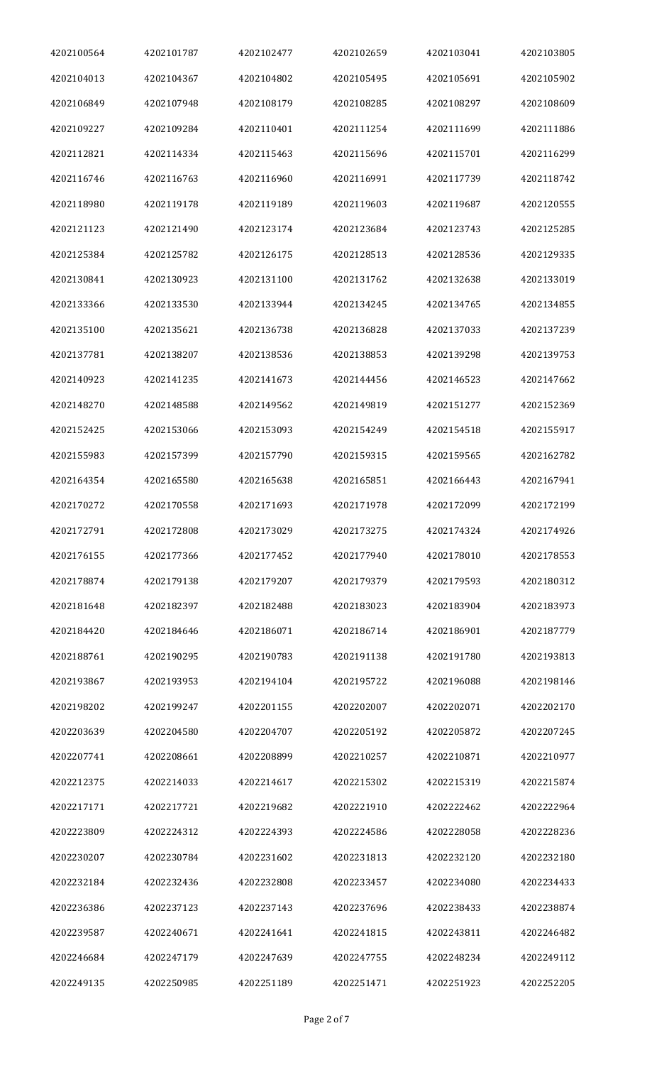| | | | | | |
|---|---|---|---|---|---|
| 4202100564 | 4202101787 | 4202102477 | 4202102659 | 4202103041 | 4202103805 |
| 4202104013 | 4202104367 | 4202104802 | 4202105495 | 4202105691 | 4202105902 |
| 4202106849 | 4202107948 | 4202108179 | 4202108285 | 4202108297 | 4202108609 |
| 4202109227 | 4202109284 | 4202110401 | 4202111254 | 4202111699 | 4202111886 |
| 4202112821 | 4202114334 | 4202115463 | 4202115696 | 4202115701 | 4202116299 |
| 4202116746 | 4202116763 | 4202116960 | 4202116991 | 4202117739 | 4202118742 |
| 4202118980 | 4202119178 | 4202119189 | 4202119603 | 4202119687 | 4202120555 |
| 4202121123 | 4202121490 | 4202123174 | 4202123684 | 4202123743 | 4202125285 |
| 4202125384 | 4202125782 | 4202126175 | 4202128513 | 4202128536 | 4202129335 |
| 4202130841 | 4202130923 | 4202131100 | 4202131762 | 4202132638 | 4202133019 |
| 4202133366 | 4202133530 | 4202133944 | 4202134245 | 4202134765 | 4202134855 |
| 4202135100 | 4202135621 | 4202136738 | 4202136828 | 4202137033 | 4202137239 |
| 4202137781 | 4202138207 | 4202138536 | 4202138853 | 4202139298 | 4202139753 |
| 4202140923 | 4202141235 | 4202141673 | 4202144456 | 4202146523 | 4202147662 |
| 4202148270 | 4202148588 | 4202149562 | 4202149819 | 4202151277 | 4202152369 |
| 4202152425 | 4202153066 | 4202153093 | 4202154249 | 4202154518 | 4202155917 |
| 4202155983 | 4202157399 | 4202157790 | 4202159315 | 4202159565 | 4202162782 |
| 4202164354 | 4202165580 | 4202165638 | 4202165851 | 4202166443 | 4202167941 |
| 4202170272 | 4202170558 | 4202171693 | 4202171978 | 4202172099 | 4202172199 |
| 4202172791 | 4202172808 | 4202173029 | 4202173275 | 4202174324 | 4202174926 |
| 4202176155 | 4202177366 | 4202177452 | 4202177940 | 4202178010 | 4202178553 |
| 4202178874 | 4202179138 | 4202179207 | 4202179379 | 4202179593 | 4202180312 |
| 4202181648 | 4202182397 | 4202182488 | 4202183023 | 4202183904 | 4202183973 |
| 4202184420 | 4202184646 | 4202186071 | 4202186714 | 4202186901 | 4202187779 |
| 4202188761 | 4202190295 | 4202190783 | 4202191138 | 4202191780 | 4202193813 |
| 4202193867 | 4202193953 | 4202194104 | 4202195722 | 4202196088 | 4202198146 |
| 4202198202 | 4202199247 | 4202201155 | 4202202007 | 4202202071 | 4202202170 |
| 4202203639 | 4202204580 | 4202204707 | 4202205192 | 4202205872 | 4202207245 |
| 4202207741 | 4202208661 | 4202208899 | 4202210257 | 4202210871 | 4202210977 |
| 4202212375 | 4202214033 | 4202214617 | 4202215302 | 4202215319 | 4202215874 |
| 4202217171 | 4202217721 | 4202219682 | 4202221910 | 4202222462 | 4202222964 |
| 4202223809 | 4202224312 | 4202224393 | 4202224586 | 4202228058 | 4202228236 |
| 4202230207 | 4202230784 | 4202231602 | 4202231813 | 4202232120 | 4202232180 |
| 4202232184 | 4202232436 | 4202232808 | 4202233457 | 4202234080 | 4202234433 |
| 4202236386 | 4202237123 | 4202237143 | 4202237696 | 4202238433 | 4202238874 |
| 4202239587 | 4202240671 | 4202241641 | 4202241815 | 4202243811 | 4202246482 |
| 4202246684 | 4202247179 | 4202247639 | 4202247755 | 4202248234 | 4202249112 |
| 4202249135 | 4202250985 | 4202251189 | 4202251471 | 4202251923 | 4202252205 |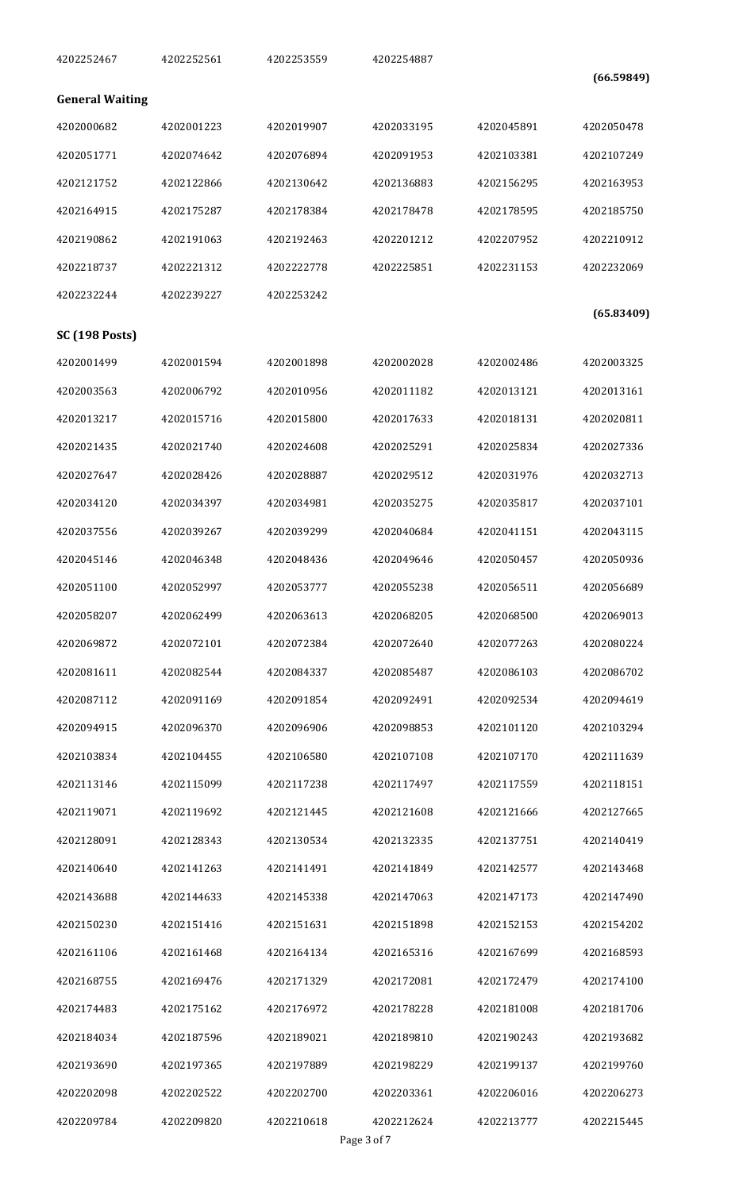| | | | | | |
|---|---|---|---|---|---|
| 4202252467 | 4202252561 | 4202253559 | 4202254887 | | |

**(66.59849)**

**General Waiting**

| | | | | | |
|---|---|---|---|---|---|
| 4202000682 | 4202001223 | 4202019907 | 4202033195 | 4202045891 | 4202050478 |
| 4202051771 | 4202074642 | 4202076894 | 4202091953 | 4202103381 | 4202107249 |
| 4202121752 | 4202122866 | 4202130642 | 4202136883 | 4202156295 | 4202163953 |
| 4202164915 | 4202175287 | 4202178384 | 4202178478 | 4202178595 | 4202185750 |
| 4202190862 | 4202191063 | 4202192463 | 4202201212 | 4202207952 | 4202210912 |
| 4202218737 | 4202221312 | 4202222778 | 4202225851 | 4202231153 | 4202232069 |
| 4202232244 | 4202239227 | 4202253242 | | | |

**(65.83409)**

**SC (198 Posts)**

| | | | | | |
|---|---|---|---|---|---|
| 4202001499 | 4202001594 | 4202001898 | 4202002028 | 4202002486 | 4202003325 |
| 4202003563 | 4202006792 | 4202010956 | 4202011182 | 4202013121 | 4202013161 |
| 4202013217 | 4202015716 | 4202015800 | 4202017633 | 4202018131 | 4202020811 |
| 4202021435 | 4202021740 | 4202024608 | 4202025291 | 4202025834 | 4202027336 |
| 4202027647 | 4202028426 | 4202028887 | 4202029512 | 4202031976 | 4202032713 |
| 4202034120 | 4202034397 | 4202034981 | 4202035275 | 4202035817 | 4202037101 |
| 4202037556 | 4202039267 | 4202039299 | 4202040684 | 4202041151 | 4202043115 |
| 4202045146 | 4202046348 | 4202048436 | 4202049646 | 4202050457 | 4202050936 |
| 4202051100 | 4202052997 | 4202053777 | 4202055238 | 4202056511 | 4202056689 |
| 4202058207 | 4202062499 | 4202063613 | 4202068205 | 4202068500 | 4202069013 |
| 4202069872 | 4202072101 | 4202072384 | 4202072640 | 4202077263 | 4202080224 |
| 4202081611 | 4202082544 | 4202084337 | 4202085487 | 4202086103 | 4202086702 |
| 4202087112 | 4202091169 | 4202091854 | 4202092491 | 4202092534 | 4202094619 |
| 4202094915 | 4202096370 | 4202096906 | 4202098853 | 4202101120 | 4202103294 |
| 4202103834 | 4202104455 | 4202106580 | 4202107108 | 4202107170 | 4202111639 |
| 4202113146 | 4202115099 | 4202117238 | 4202117497 | 4202117559 | 4202118151 |
| 4202119071 | 4202119692 | 4202121445 | 4202121608 | 4202121666 | 4202127665 |
| 4202128091 | 4202128343 | 4202130534 | 4202132335 | 4202137751 | 4202140419 |
| 4202140640 | 4202141263 | 4202141491 | 4202141849 | 4202142577 | 4202143468 |
| 4202143688 | 4202144633 | 4202145338 | 4202147063 | 4202147173 | 4202147490 |
| 4202150230 | 4202151416 | 4202151631 | 4202151898 | 4202152153 | 4202154202 |
| 4202161106 | 4202161468 | 4202164134 | 4202165316 | 4202167699 | 4202168593 |
| 4202168755 | 4202169476 | 4202171329 | 4202172081 | 4202172479 | 4202174100 |
| 4202174483 | 4202175162 | 4202176972 | 4202178228 | 4202181008 | 4202181706 |
| 4202184034 | 4202187596 | 4202189021 | 4202189810 | 4202190243 | 4202193682 |
| 4202193690 | 4202197365 | 4202197889 | 4202198229 | 4202199137 | 4202199760 |
| 4202202098 | 4202202522 | 4202202700 | 4202203361 | 4202206016 | 4202206273 |
| 4202209784 | 4202209820 | 4202210618 | 4202212624 | 4202213777 | 4202215445 |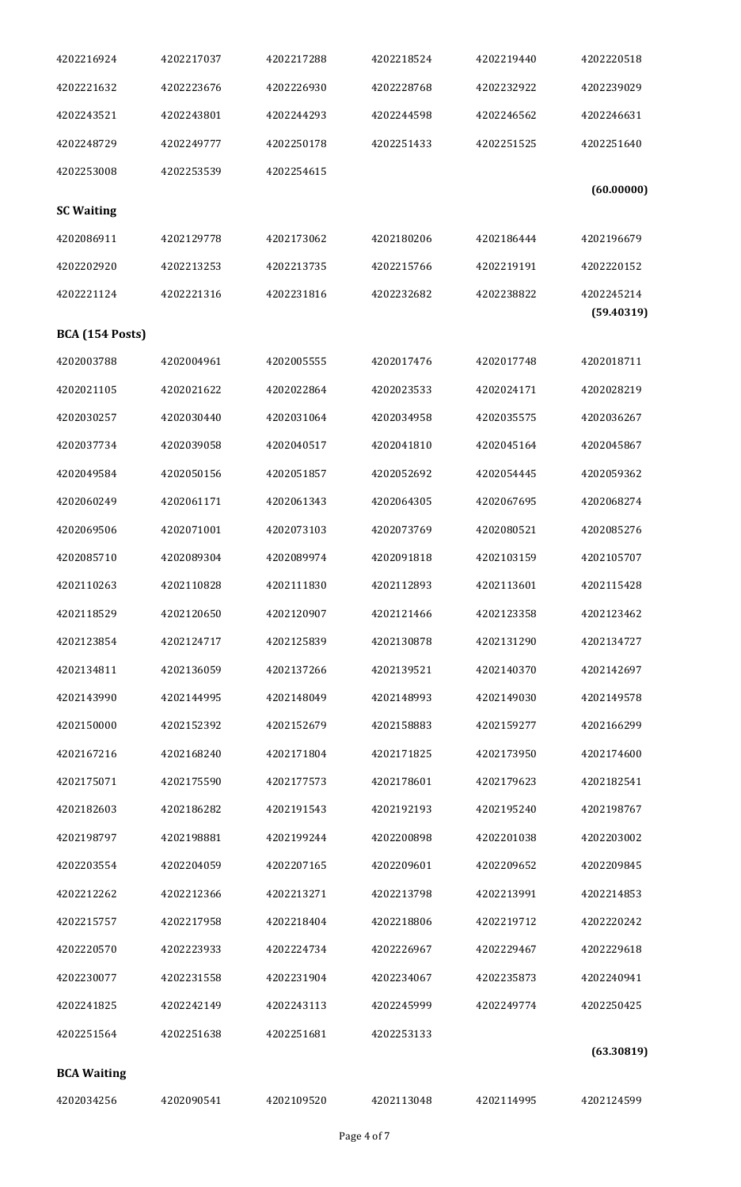| | | | | | |
|---|---|---|---|---|---|
| 4202216924 | 4202217037 | 4202217288 | 4202218524 | 4202219440 | 4202220518 |
| 4202221632 | 4202223676 | 4202226930 | 4202228768 | 4202232922 | 4202239029 |
| 4202243521 | 4202243801 | 4202244293 | 4202244598 | 4202246562 | 4202246631 |
| 4202248729 | 4202249777 | 4202250178 | 4202251433 | 4202251525 | 4202251640 |
| 4202253008 | 4202253539 | 4202254615 | | | |

**(60.00000)**

**SC Waiting**

| | | | | | |
|---|---|---|---|---|---|
| 4202086911 | 4202129778 | 4202173062 | 4202180206 | 4202186444 | 4202196679 |
| 4202202920 | 4202213253 | 4202213735 | 4202215766 | 4202219191 | 4202220152 |
| 4202221124 | 4202221316 | 4202231816 | 4202232682 | 4202238822 | 4202245214 |

**(59.40319)**

**BCA (154 Posts)**

| | | | | | |
|---|---|---|---|---|---|
| 4202003788 | 4202004961 | 4202005555 | 4202017476 | 4202017748 | 4202018711 |
| 4202021105 | 4202021622 | 4202022864 | 4202023533 | 4202024171 | 4202028219 |
| 4202030257 | 4202030440 | 4202031064 | 4202034958 | 4202035575 | 4202036267 |
| 4202037734 | 4202039058 | 4202040517 | 4202041810 | 4202045164 | 4202045867 |
| 4202049584 | 4202050156 | 4202051857 | 4202052692 | 4202054445 | 4202059362 |
| 4202060249 | 4202061171 | 4202061343 | 4202064305 | 4202067695 | 4202068274 |
| 4202069506 | 4202071001 | 4202073103 | 4202073769 | 4202080521 | 4202085276 |
| 4202085710 | 4202089304 | 4202089974 | 4202091818 | 4202103159 | 4202105707 |
| 4202110263 | 4202110828 | 4202111830 | 4202112893 | 4202113601 | 4202115428 |
| 4202118529 | 4202120650 | 4202120907 | 4202121466 | 4202123358 | 4202123462 |
| 4202123854 | 4202124717 | 4202125839 | 4202130878 | 4202131290 | 4202134727 |
| 4202134811 | 4202136059 | 4202137266 | 4202139521 | 4202140370 | 4202142697 |
| 4202143990 | 4202144995 | 4202148049 | 4202148993 | 4202149030 | 4202149578 |
| 4202150000 | 4202152392 | 4202152679 | 4202158883 | 4202159277 | 4202166299 |
| 4202167216 | 4202168240 | 4202171804 | 4202171825 | 4202173950 | 4202174600 |
| 4202175071 | 4202175590 | 4202177573 | 4202178601 | 4202179623 | 4202182541 |
| 4202182603 | 4202186282 | 4202191543 | 4202192193 | 4202195240 | 4202198767 |
| 4202198797 | 4202198881 | 4202199244 | 4202200898 | 4202201038 | 4202203002 |
| 4202203554 | 4202204059 | 4202207165 | 4202209601 | 4202209652 | 4202209845 |
| 4202212262 | 4202212366 | 4202213271 | 4202213798 | 4202213991 | 4202214853 |
| 4202215757 | 4202217958 | 4202218404 | 4202218806 | 4202219712 | 4202220242 |
| 4202220570 | 4202223933 | 4202224734 | 4202226967 | 4202229467 | 4202229618 |
| 4202230077 | 4202231558 | 4202231904 | 4202234067 | 4202235873 | 4202240941 |
| 4202241825 | 4202242149 | 4202243113 | 4202245999 | 4202249774 | 4202250425 |
| 4202251564 | 4202251638 | 4202251681 | 4202253133 | | |

**(63.30819)**

**BCA Waiting**

| | | | | | |
|---|---|---|---|---|---|
| 4202034256 | 4202090541 | 4202109520 | 4202113048 | 4202114995 | 4202124599 |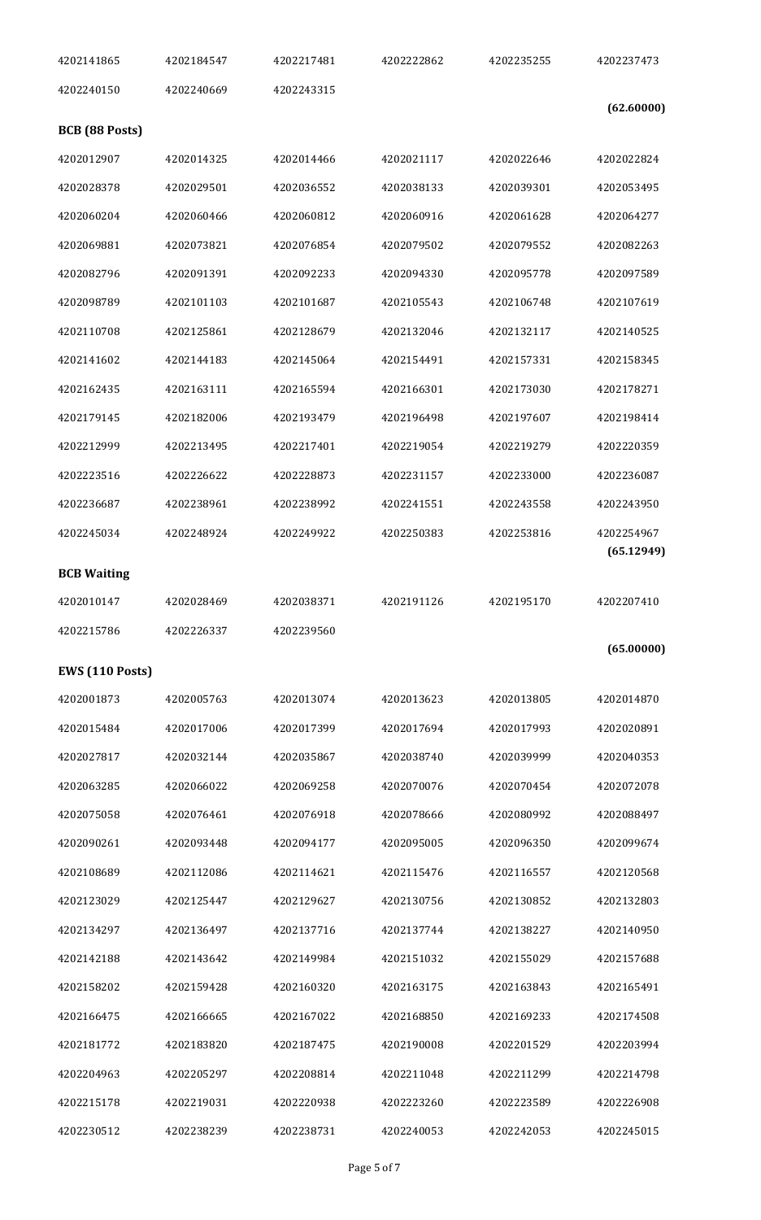| | | | | | |
|---|---|---|---|---|---|
| 4202141865 | 4202184547 | 4202217481 | 4202222862 | 4202235255 | 4202237473 |
| 4202240150 | 4202240669 | 4202243315 | | | |

**(62.60000)**

**BCB (88 Posts)**

| | | | | | |
|---|---|---|---|---|---|
| 4202012907 | 4202014325 | 4202014466 | 4202021117 | 4202022646 | 4202022824 |
| 4202028378 | 4202029501 | 4202036552 | 4202038133 | 4202039301 | 4202053495 |
| 4202060204 | 4202060466 | 4202060812 | 4202060916 | 4202061628 | 4202064277 |
| 4202069881 | 4202073821 | 4202076854 | 4202079502 | 4202079552 | 4202082263 |
| 4202082796 | 4202091391 | 4202092233 | 4202094330 | 4202095778 | 4202097589 |
| 4202098789 | 4202101103 | 4202101687 | 4202105543 | 4202106748 | 4202107619 |
| 4202110708 | 4202125861 | 4202128679 | 4202132046 | 4202132117 | 4202140525 |
| 4202141602 | 4202144183 | 4202145064 | 4202154491 | 4202157331 | 4202158345 |
| 4202162435 | 4202163111 | 4202165594 | 4202166301 | 4202173030 | 4202178271 |
| 4202179145 | 4202182006 | 4202193479 | 4202196498 | 4202197607 | 4202198414 |
| 4202212999 | 4202213495 | 4202217401 | 4202219054 | 4202219279 | 4202220359 |
| 4202223516 | 4202226622 | 4202228873 | 4202231157 | 4202233000 | 4202236087 |
| 4202236687 | 4202238961 | 4202238992 | 4202241551 | 4202243558 | 4202243950 |
| 4202245034 | 4202248924 | 4202249922 | 4202250383 | 4202253816 | 4202254967 |

**(65.12949)**

**BCB Waiting**

| | | | | | |
|---|---|---|---|---|---|
| 4202010147 | 4202028469 | 4202038371 | 4202191126 | 4202195170 | 4202207410 |
| 4202215786 | 4202226337 | 4202239560 | | | |

**(65.00000)**

**EWS (110 Posts)**

| | | | | | |
|---|---|---|---|---|---|
| 4202001873 | 4202005763 | 4202013074 | 4202013623 | 4202013805 | 4202014870 |
| 4202015484 | 4202017006 | 4202017399 | 4202017694 | 4202017993 | 4202020891 |
| 4202027817 | 4202032144 | 4202035867 | 4202038740 | 4202039999 | 4202040353 |
| 4202063285 | 4202066022 | 4202069258 | 4202070076 | 4202070454 | 4202072078 |
| 4202075058 | 4202076461 | 4202076918 | 4202078666 | 4202080992 | 4202088497 |
| 4202090261 | 4202093448 | 4202094177 | 4202095005 | 4202096350 | 4202099674 |
| 4202108689 | 4202112086 | 4202114621 | 4202115476 | 4202116557 | 4202120568 |
| 4202123029 | 4202125447 | 4202129627 | 4202130756 | 4202130852 | 4202132803 |
| 4202134297 | 4202136497 | 4202137716 | 4202137744 | 4202138227 | 4202140950 |
| 4202142188 | 4202143642 | 4202149984 | 4202151032 | 4202155029 | 4202157688 |
| 4202158202 | 4202159428 | 4202160320 | 4202163175 | 4202163843 | 4202165491 |
| 4202166475 | 4202166665 | 4202167022 | 4202168850 | 4202169233 | 4202174508 |
| 4202181772 | 4202183820 | 4202187475 | 4202190008 | 4202201529 | 4202203994 |
| 4202204963 | 4202205297 | 4202208814 | 4202211048 | 4202211299 | 4202214798 |
| 4202215178 | 4202219031 | 4202220938 | 4202223260 | 4202223589 | 4202226908 |
| 4202230512 | 4202238239 | 4202238731 | 4202240053 | 4202242053 | 4202245015 |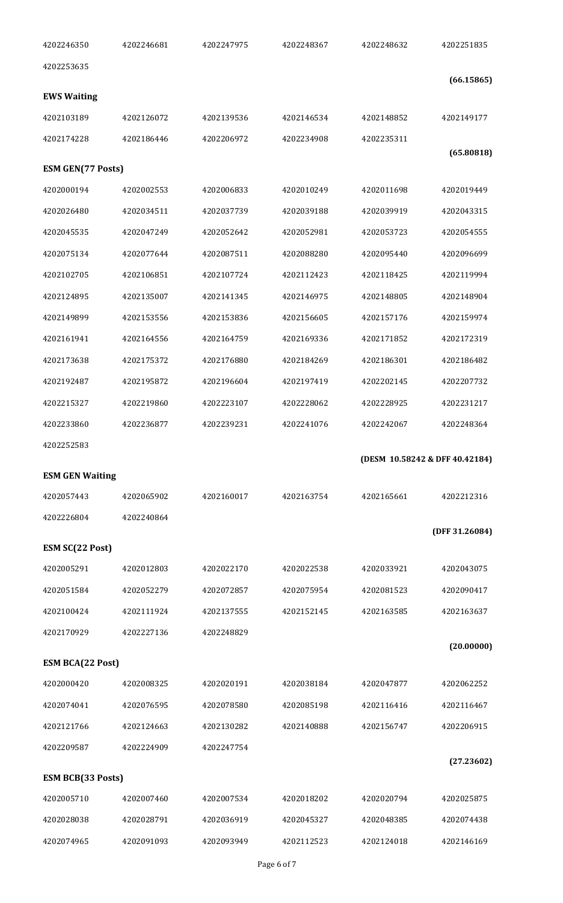| | | | | | |
|---|---|---|---|---|---|
| 4202246350 | 4202246681 | 4202247975 | 4202248367 | 4202248632 | 4202251835 |
| 4202253635 | | | | | |

**(66.15865)**

**EWS Waiting**

| | | | | | |
|---|---|---|---|---|---|
| 4202103189 | 4202126072 | 4202139536 | 4202146534 | 4202148852 | 4202149177 |
| 4202174228 | 4202186446 | 4202206972 | 4202234908 | 4202235311 | |

**(65.80818)**

**ESM GEN(77 Posts)**

| | | | | | |
|---|---|---|---|---|---|
| 4202000194 | 4202002553 | 4202006833 | 4202010249 | 4202011698 | 4202019449 |
| 4202026480 | 4202034511 | 4202037739 | 4202039188 | 4202039919 | 4202043315 |
| 4202045535 | 4202047249 | 4202052642 | 4202052981 | 4202053723 | 4202054555 |
| 4202075134 | 4202077644 | 4202087511 | 4202088280 | 4202095440 | 4202096699 |
| 4202102705 | 4202106851 | 4202107724 | 4202112423 | 4202118425 | 4202119994 |
| 4202124895 | 4202135007 | 4202141345 | 4202146975 | 4202148805 | 4202148904 |
| 4202149899 | 4202153556 | 4202153836 | 4202156605 | 4202157176 | 4202159974 |
| 4202161941 | 4202164556 | 4202164759 | 4202169336 | 4202171852 | 4202172319 |
| 4202173638 | 4202175372 | 4202176880 | 4202184269 | 4202186301 | 4202186482 |
| 4202192487 | 4202195872 | 4202196604 | 4202197419 | 4202202145 | 4202207732 |
| 4202215327 | 4202219860 | 4202223107 | 4202228062 | 4202228925 | 4202231217 |
| 4202233860 | 4202236877 | 4202239231 | 4202241076 | 4202242067 | 4202248364 |
| 4202252583 | | | | | |

**(DESM 10.58242 & DFF 40.42184)**

**ESM GEN Waiting**

| | | | | | |
|---|---|---|---|---|---|
| 4202057443 | 4202065902 | 4202160017 | 4202163754 | 4202165661 | 4202212316 |
| 4202226804 | 4202240864 | | | | |

**(DFF 31.26084)**

**ESM SC(22 Post)**

| | | | | | |
|---|---|---|---|---|---|
| 4202005291 | 4202012803 | 4202022170 | 4202022538 | 4202033921 | 4202043075 |
| 4202051584 | 4202052279 | 4202072857 | 4202075954 | 4202081523 | 4202090417 |
| 4202100424 | 4202111924 | 4202137555 | 4202152145 | 4202163585 | 4202163637 |
| 4202170929 | 4202227136 | 4202248829 | | | |

**(20.00000)**

**ESM BCA(22 Post)**

| | | | | | |
|---|---|---|---|---|---|
| 4202000420 | 4202008325 | 4202020191 | 4202038184 | 4202047877 | 4202062252 |
| 4202074041 | 4202076595 | 4202078580 | 4202085198 | 4202116416 | 4202116467 |
| 4202121766 | 4202124663 | 4202130282 | 4202140888 | 4202156747 | 4202206915 |
| 4202209587 | 4202224909 | 4202247754 | | | |

**(27.23602)**

**ESM BCB(33 Posts)**

| | | | | | |
|---|---|---|---|---|---|
| 4202005710 | 4202007460 | 4202007534 | 4202018202 | 4202020794 | 4202025875 |
| 4202028038 | 4202028791 | 4202036919 | 4202045327 | 4202048385 | 4202074438 |
| 4202074965 | 4202091093 | 4202093949 | 4202112523 | 4202124018 | 4202146169 |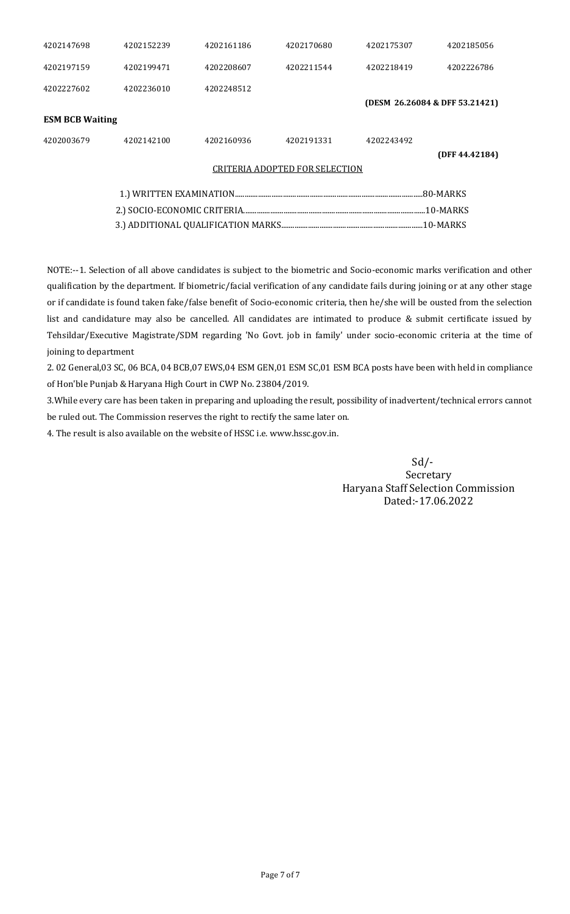| | | | | | |
|---|---|---|---|---|---|
| 4202147698 | 4202152239 | 4202161186 | 4202170680 | 4202175307 | 4202185056 |
| 4202197159 | 4202199471 | 4202208607 | 4202211544 | 4202218419 | 4202226786 |
| 4202227602 | 4202236010 | 4202248512 | | | |

**(DESM 26.26084 & DFF 53.21421)**

**ESM BCB Waiting**

| | | | | |
|---|---|---|---|---|
| 4202003679 | 4202142100 | 4202160936 | 4202191331 | 4202243492 |

**(DFF 44.42184)**

CRITERIA ADOPTED FOR SELECTION

1.) WRITTEN EXAMINATION.......................................................................................................80-MARKS
2.) SOCIO-ECONOMIC CRITERIA.............................................................................................10-MARKS
3.) ADDITIONAL QUALIFICATION MARKS...............................................................................10-MARKS

NOTE:--1. Selection of all above candidates is subject to the biometric and Socio-economic marks verification and other qualification by the department. If biometric/facial verification of any candidate fails during joining or at any other stage or if candidate is found taken fake/false benefit of Socio-economic criteria, then he/she will be ousted from the selection list and candidature may also be cancelled. All candidates are intimated to produce & submit certificate issued by Tehsildar/Executive Magistrate/SDM regarding 'No Govt. job in family' under socio-economic criteria at the time of joining to department

2. 02 General,03 SC, 06 BCA, 04 BCB,07 EWS,04 ESM GEN,01 ESM SC,01 ESM BCA posts have been with held in compliance of Hon'ble Punjab & Haryana High Court in CWP No. 23804/2019.

3.While every care has been taken in preparing and uploading the result, possibility of inadvertent/technical errors cannot be ruled out. The Commission reserves the right to rectify the same later on.

4. The result is also available on the website of HSSC i.e. www.hssc.gov.in.

Sd/-
Secretary
Haryana Staff Selection Commission
Dated:-17.06.2022